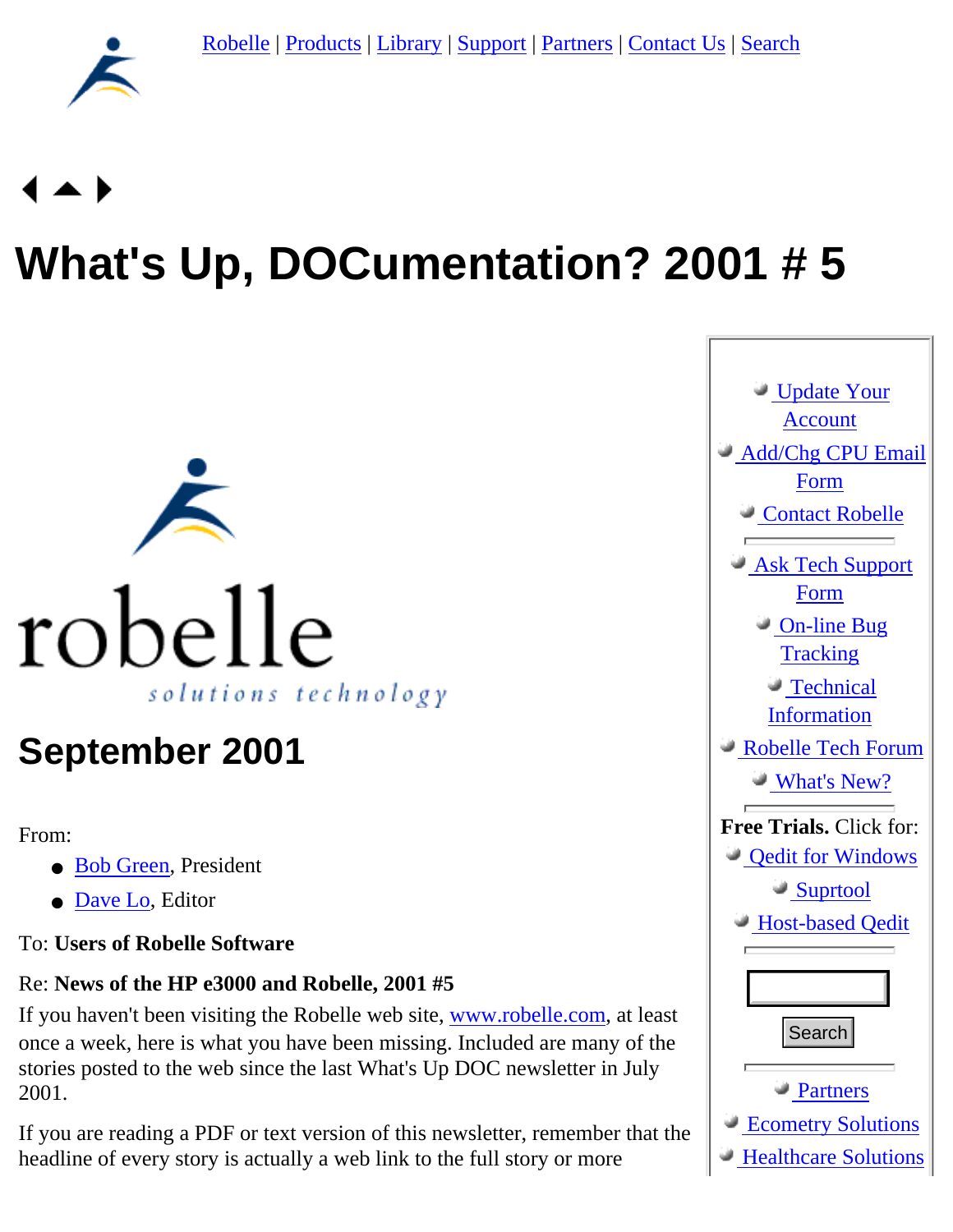Robelle | Products | Library | Support | Partners | Contact Us | Search

# What's Up, DOCumentation? 2001 # 5

robelle

solutions technology

## September 2001

From:

- Bob Green, President
- Dave Lo, Editor

To: **Users of Robelle Software**

Re: **News of the HP e3000 and Robelle, 2001 #5**

If you haven't been visiting the Robelle web site, www.robelle.com, at least once a week, here is what you have been missing. Included are many of the stories posted to the web since the last What's Up DOC newsletter in July 2001.

If you are reading a PDF or text version of this newsletter, remember that the headline of every story is actually a web link to the full story or more

- Update Your Account
- Add/Chg CPU Email Form
- Contact Robelle

---

- Ask Tech Support Form
- On-line Bug Tracking
- Technical Information
- Robelle Tech Forum
- What's New?

---

**Free Trials.** Click for:

- Qedit for Windows
- Suprtool
- Host-based Qedit

---

Search

---

- Partners
- Ecometry Solutions
- Healthcare Solutions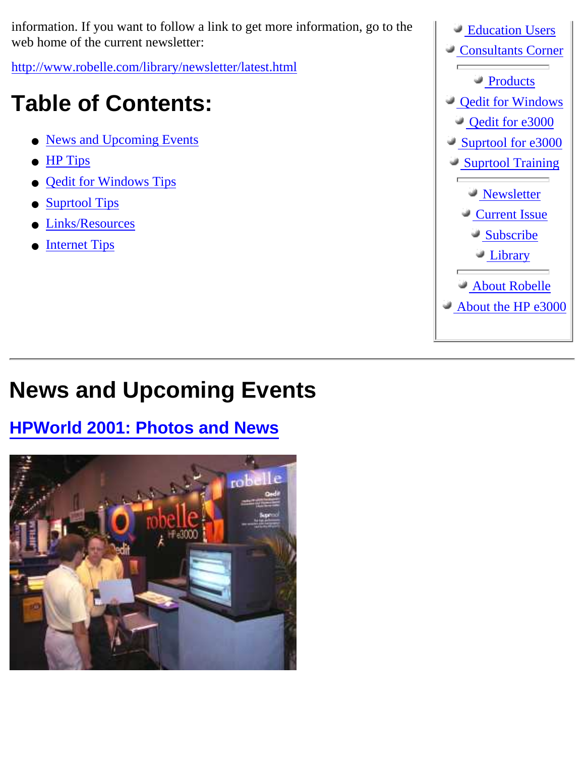information. If you want to follow a link to get more information, go to the web home of the current newsletter:

http://www.robelle.com/library/newsletter/latest.html

# Table of Contents:

- News and Upcoming Events
- HP Tips
- Qedit for Windows Tips
- Suprtool Tips
- Links/Resources
- Internet Tips

- Education Users
- Consultants Corner

---

- Products
- Qedit for Windows
- Qedit for e3000
- Suprtool for e3000
- Suprtool Training

---

- Newsletter
- Current Issue
- Subscribe
- Library

---

- About Robelle
- About the HP e3000

---

# News and Upcoming Events

## HPWorld 2001: Photos and News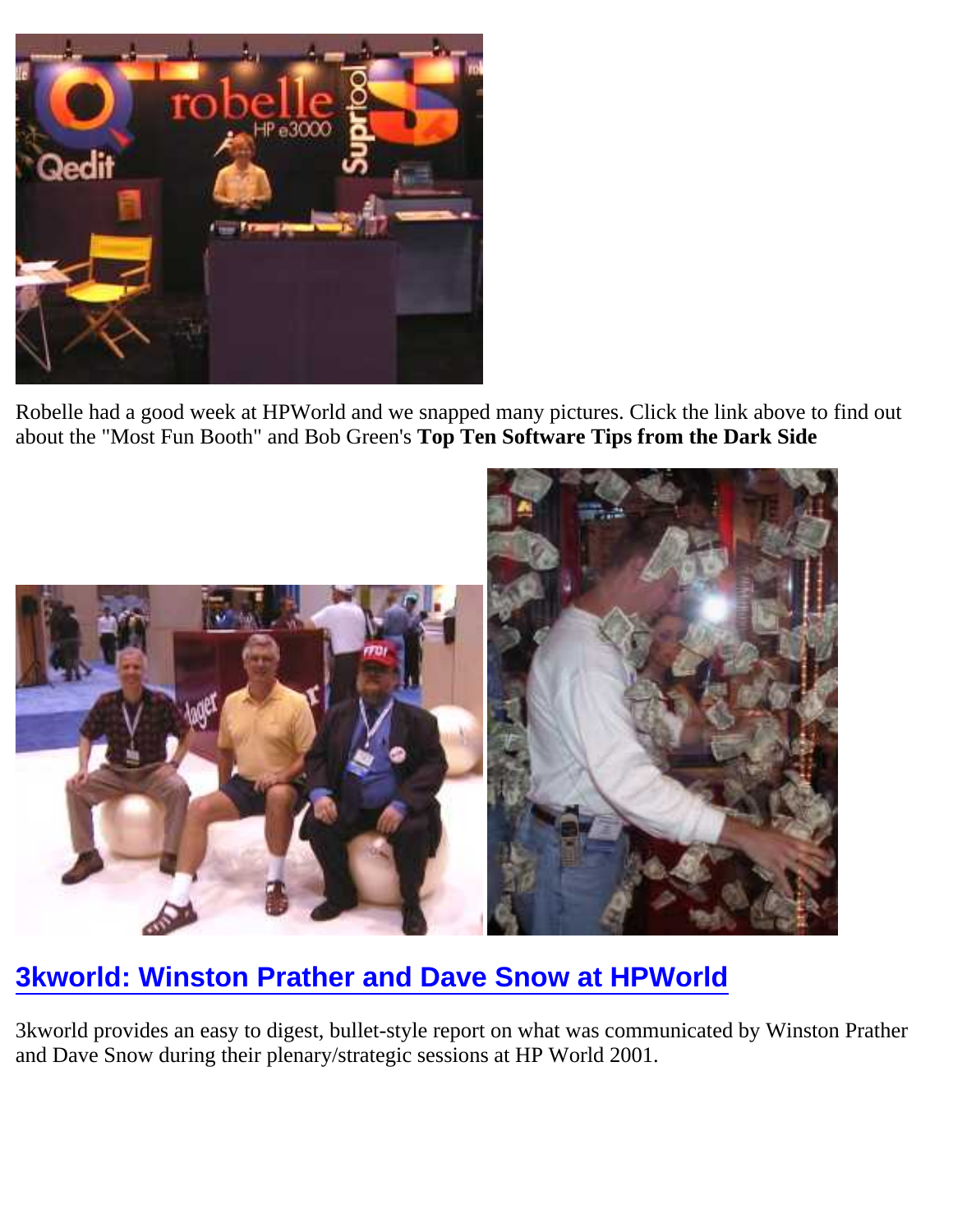Robelle had a good week at HPWorld and we snapped many pictures. Click the link above to find out about the "Most Fun Booth" and Bob Green's **Top Ten Software Tips from the Dark Side**

## 3kworld: Winston Prather and Dave Snow at HPWorld

3kworld provides an easy to digest, bullet-style report on what was communicated by Winston Prather and Dave Snow during their plenary/strategic sessions at HP World 2001.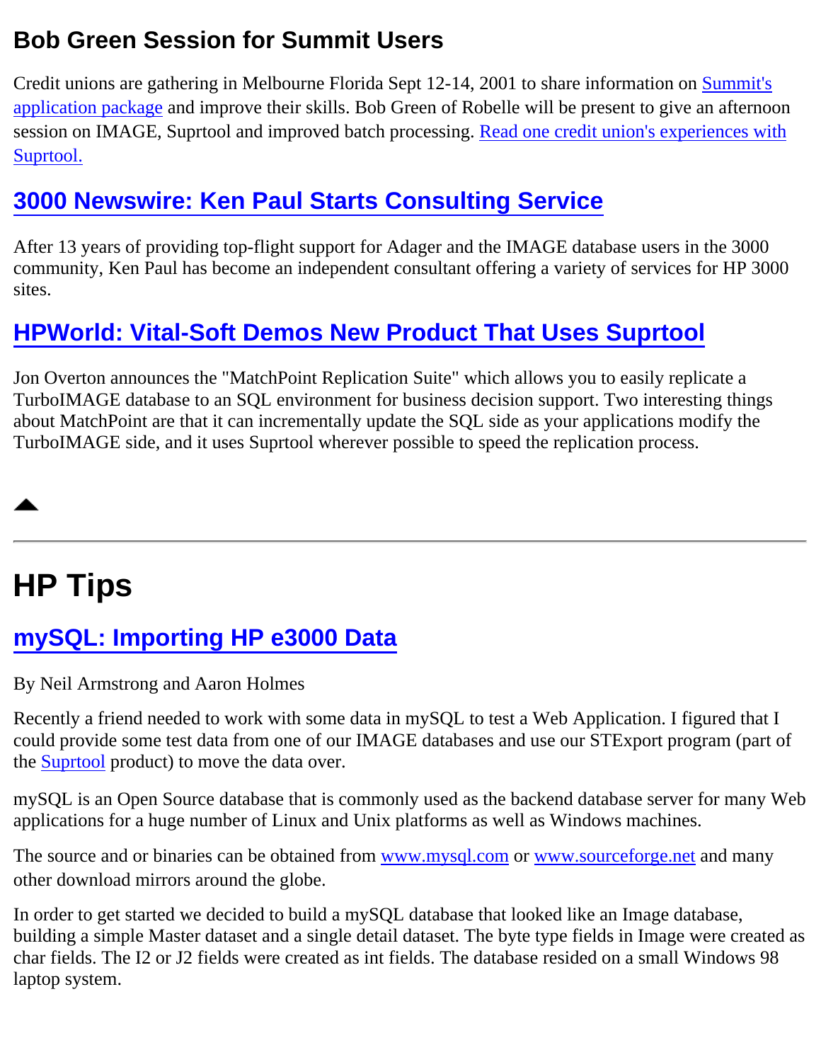### Bob Green Session for Summit Users

Credit unions are gathering in Melbourne Florida Sept 12-14, 2001 to share information on Summit's application package and improve their skills. Bob Green of Robelle will be present to give an afternoon session on IMAGE, Suprtool and improved batch processing. Read one credit union's experiences with Suprtool.

### 3000 Newswire: Ken Paul Starts Consulting Service

After 13 years of providing top-flight support for Adager and the IMAGE database users in the 3000 community, Ken Paul has become an independent consultant offering a variety of services for HP 3000 sites.

### HPWorld: Vital-Soft Demos New Product That Uses Suprtool

Jon Overton announces the "MatchPoint Replication Suite" which allows you to easily replicate a TurboIMAGE database to an SQL environment for business decision support. Two interesting things about MatchPoint are that it can incrementally update the SQL side as your applications modify the TurboIMAGE side, and it uses Suprtool wherever possible to speed the replication process.

---

# HP Tips

## mySQL: Importing HP e3000 Data

By Neil Armstrong and Aaron Holmes

Recently a friend needed to work with some data in mySQL to test a Web Application. I figured that I could provide some test data from one of our IMAGE databases and use our STExport program (part of the Suprtool product) to move the data over.

mySQL is an Open Source database that is commonly used as the backend database server for many Web applications for a huge number of Linux and Unix platforms as well as Windows machines.

The source and or binaries can be obtained from www.mysql.com or www.sourceforge.net and many other download mirrors around the globe.

In order to get started we decided to build a mySQL database that looked like an Image database, building a simple Master dataset and a single detail dataset. The byte type fields in Image were created as char fields. The I2 or J2 fields were created as int fields. The database resided on a small Windows 98 laptop system.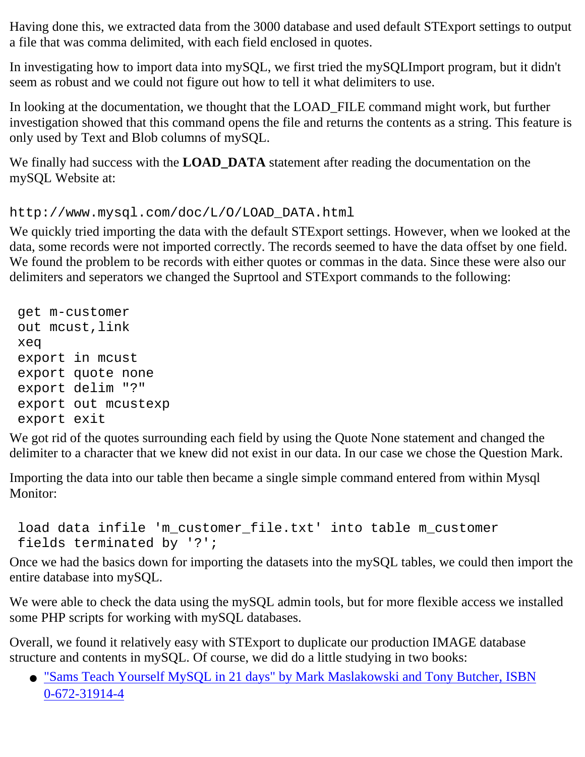Having done this, we extracted data from the 3000 database and used default STExport settings to output a file that was comma delimited, with each field enclosed in quotes.

In investigating how to import data into mySQL, we first tried the mySQLImport program, but it didn't seem as robust and we could not figure out how to tell it what delimiters to use.

In looking at the documentation, we thought that the LOAD_FILE command might work, but further investigation showed that this command opens the file and returns the contents as a string. This feature is only used by Text and Blob columns of mySQL.

We finally had success with the **LOAD_DATA** statement after reading the documentation on the mySQL Website at:

```
http://www.mysql.com/doc/L/O/LOAD_DATA.html
```

We quickly tried importing the data with the default STExport settings. However, when we looked at the data, some records were not imported correctly. The records seemed to have the data offset by one field. We found the problem to be records with either quotes or commas in the data. Since these were also our delimiters and seperators we changed the Suprtool and STExport commands to the following:

```
get m-customer
out mcust,link
xeq
export in mcust
export quote none
export delim "?"
export out mcustexp
export exit
```

We got rid of the quotes surrounding each field by using the Quote None statement and changed the delimiter to a character that we knew did not exist in our data. In our case we chose the Question Mark.

Importing the data into our table then became a single simple command entered from within Mysql Monitor:

```
load data infile 'm_customer_file.txt' into table m_customer
fields terminated by '?';
```

Once we had the basics down for importing the datasets into the mySQL tables, we could then import the entire database into mySQL.

We were able to check the data using the mySQL admin tools, but for more flexible access we installed some PHP scripts for working with mySQL databases.

Overall, we found it relatively easy with STExport to duplicate our production IMAGE database structure and contents in mySQL. Of course, we did do a little studying in two books:

- "Sams Teach Yourself MySQL in 21 days" by Mark Maslakowski and Tony Butcher, ISBN 0-672-31914-4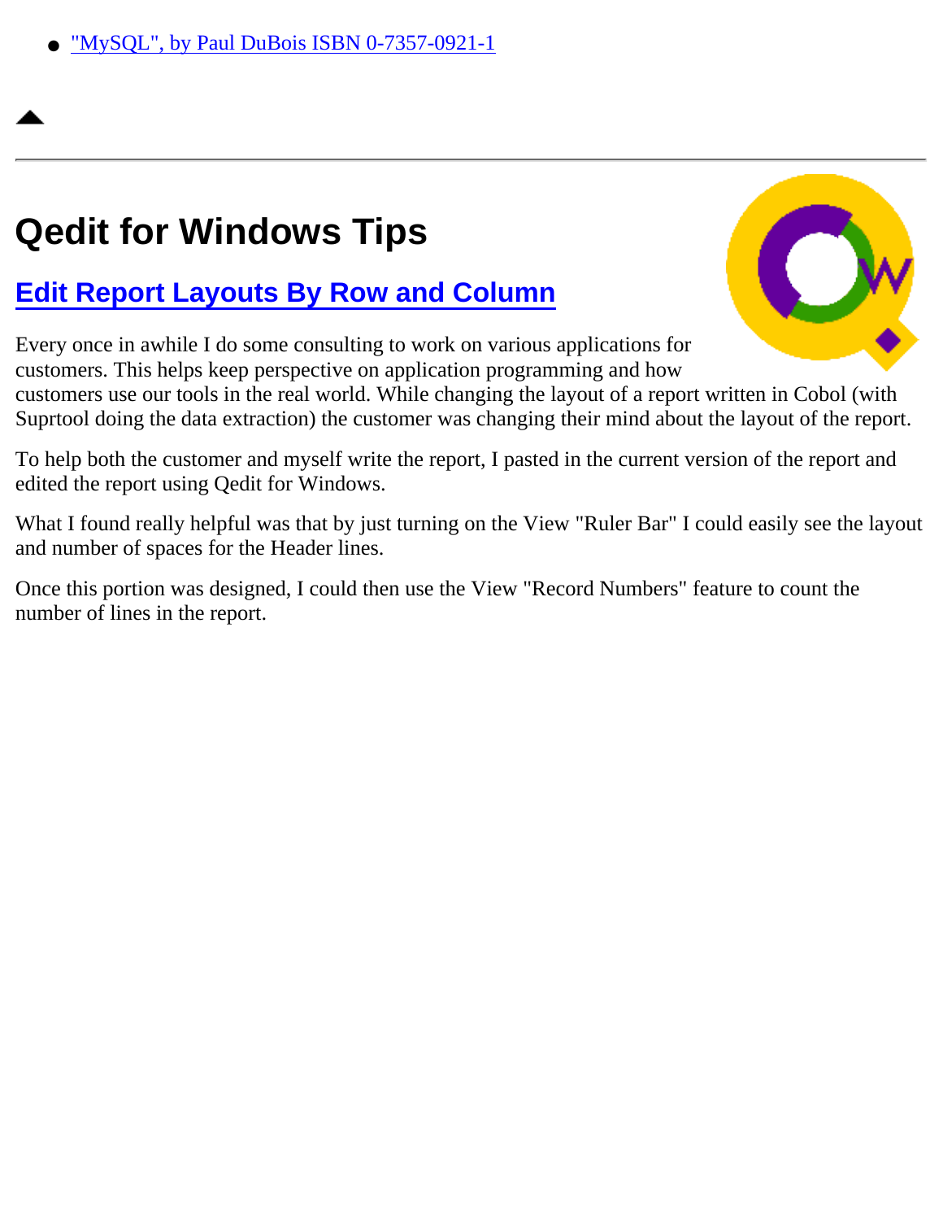- "MySQL", by Paul DuBois ISBN 0-7357-0921-1

---

# Qedit for Windows Tips

## Edit Report Layouts By Row and Column

Every once in awhile I do some consulting to work on various applications for customers. This helps keep perspective on application programming and how customers use our tools in the real world. While changing the layout of a report written in Cobol (with Suprtool doing the data extraction) the customer was changing their mind about the layout of the report.

To help both the customer and myself write the report, I pasted in the current version of the report and edited the report using Qedit for Windows.

What I found really helpful was that by just turning on the View "Ruler Bar" I could easily see the layout and number of spaces for the Header lines.

Once this portion was designed, I could then use the View "Record Numbers" feature to count the number of lines in the report.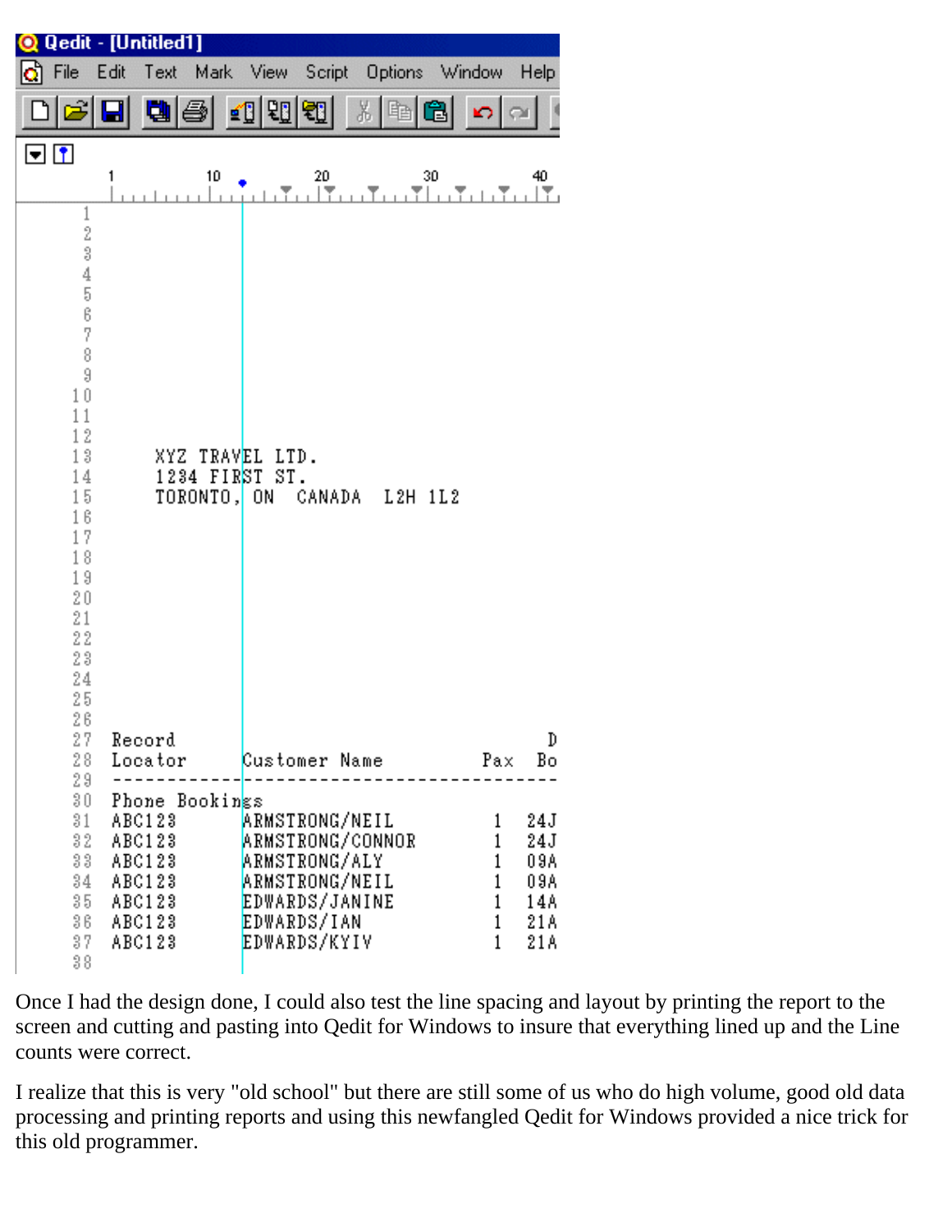```
Qedit - [Untitled1]
File  Edit  Text  Mark  View  Script  Options  Window  Help

 1
 2
 3
 4
 5
 6
 7
 8
 9
10
11
12
13        XYZ TRAVEL LTD.
14        1234 FIRST ST.
15        TORONTO, ON   CANADA   L2H 1L2
16
17
18
19
20
21
22
23
24
25
26
27  Record                                        D
28  Locator      Customer Name            Pax   Bo
29  ----------------------------------------------
30  Phone Bookings
31  ABC123       ARMSTRONG/NEIL             1   24J
32  ABC123       ARMSTRONG/CONNOR           1   24J
33  ABC123       ARMSTRONG/ALY              1   09A
34  ABC123       ARMSTRONG/NEIL             1   09A
35  ABC123       EDWARDS/JANINE             1   14A
36  ABC123       EDWARDS/IAN                1   21A
37  ABC123       EDWARDS/KYIV               1   21A
38
```

Once I had the design done, I could also test the line spacing and layout by printing the report to the screen and cutting and pasting into Qedit for Windows to insure that everything lined up and the Line counts were correct.

I realize that this is very "old school" but there are still some of us who do high volume, good old data processing and printing reports and using this newfangled Qedit for Windows provided a nice trick for this old programmer.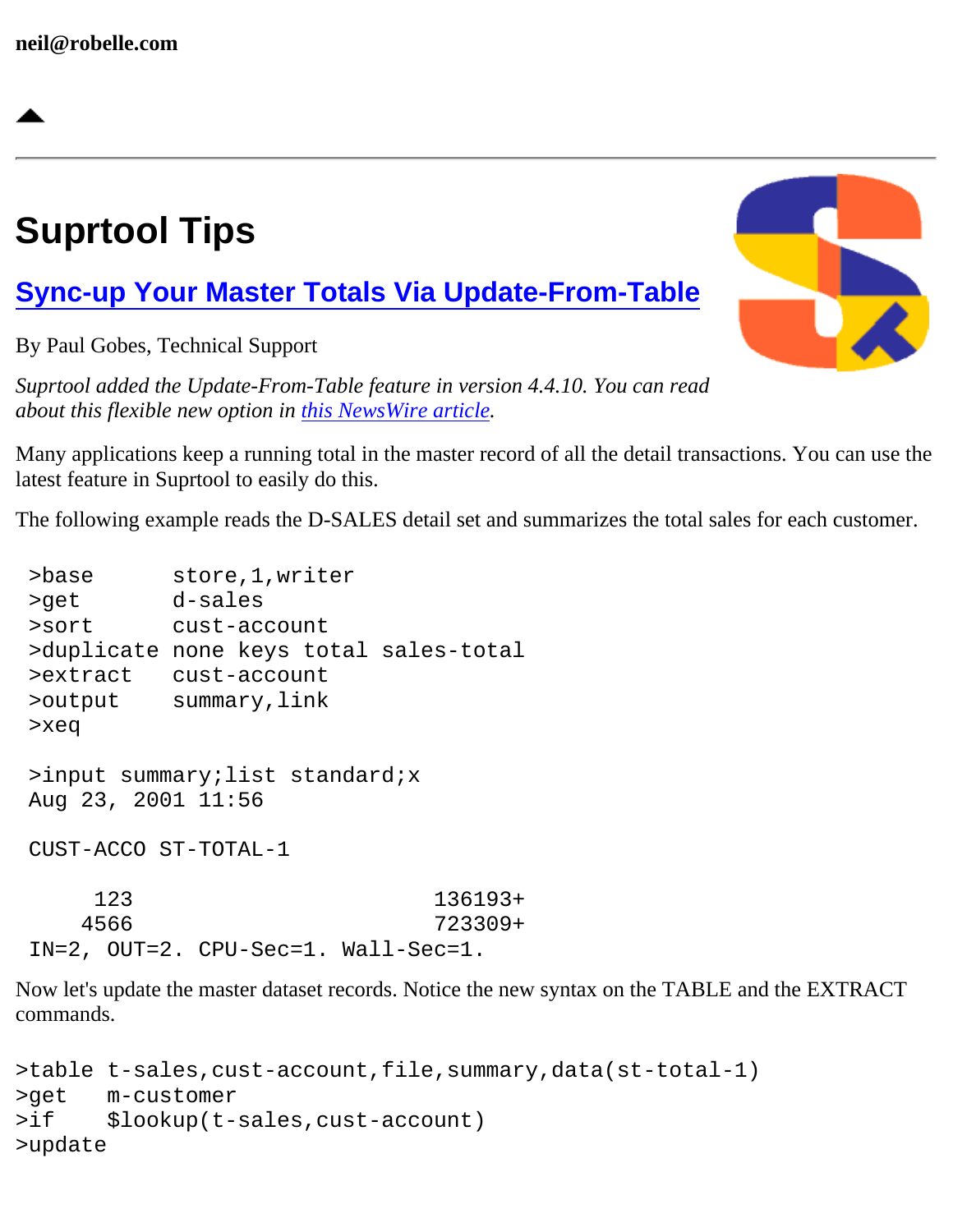**neil@robelle.com**

---

# Suprtool Tips

## Sync-up Your Master Totals Via Update-From-Table

By Paul Gobes, Technical Support

*Suprtool added the Update-From-Table feature in version 4.4.10. You can read about this flexible new option in this NewsWire article.*

Many applications keep a running total in the master record of all the detail transactions. You can use the latest feature in Suprtool to easily do this.

The following example reads the D-SALES detail set and summarizes the total sales for each customer.

```
>base      store,1,writer
>get       d-sales
>sort      cust-account
>duplicate none keys total sales-total
>extract   cust-account
>output    summary,link
>xeq

>input summary;list standard;x
Aug 23, 2001 11:56

CUST-ACCO ST-TOTAL-1

     123                          136193+
    4566                          723309+
IN=2, OUT=2. CPU-Sec=1. Wall-Sec=1.
```

Now let's update the master dataset records. Notice the new syntax on the TABLE and the EXTRACT commands.

```
>table t-sales,cust-account,file,summary,data(st-total-1)
>get   m-customer
>if    $lookup(t-sales,cust-account)
>update
```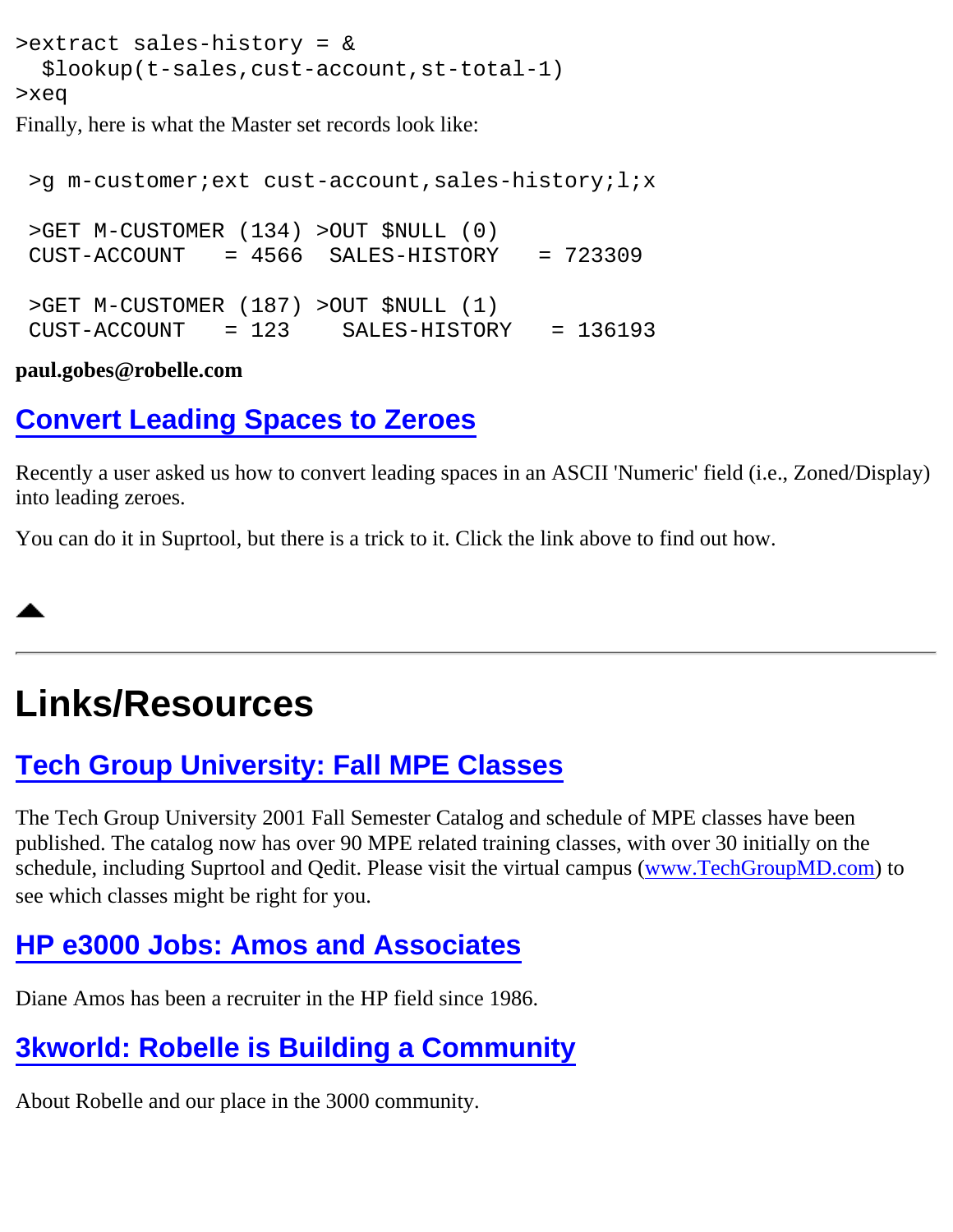```
>extract sales-history = &
  $lookup(t-sales,cust-account,st-total-1)
>xeq
```

Finally, here is what the Master set records look like:

```
>g m-customer;ext cust-account,sales-history;l;x

>GET M-CUSTOMER (134) >OUT $NULL (0)
CUST-ACCOUNT   = 4566  SALES-HISTORY   = 723309

>GET M-CUSTOMER (187) >OUT $NULL (1)
CUST-ACCOUNT   = 123    SALES-HISTORY   = 136193
```

**paul.gobes@robelle.com**

### Convert Leading Spaces to Zeroes

Recently a user asked us how to convert leading spaces in an ASCII 'Numeric' field (i.e., Zoned/Display) into leading zeroes.

You can do it in Suprtool, but there is a trick to it. Click the link above to find out how.

---

## Links/Resources

### Tech Group University: Fall MPE Classes

The Tech Group University 2001 Fall Semester Catalog and schedule of MPE classes have been published. The catalog now has over 90 MPE related training classes, with over 30 initially on the schedule, including Suprtool and Qedit. Please visit the virtual campus (www.TechGroupMD.com) to see which classes might be right for you.

### HP e3000 Jobs: Amos and Associates

Diane Amos has been a recruiter in the HP field since 1986.

### 3kworld: Robelle is Building a Community

About Robelle and our place in the 3000 community.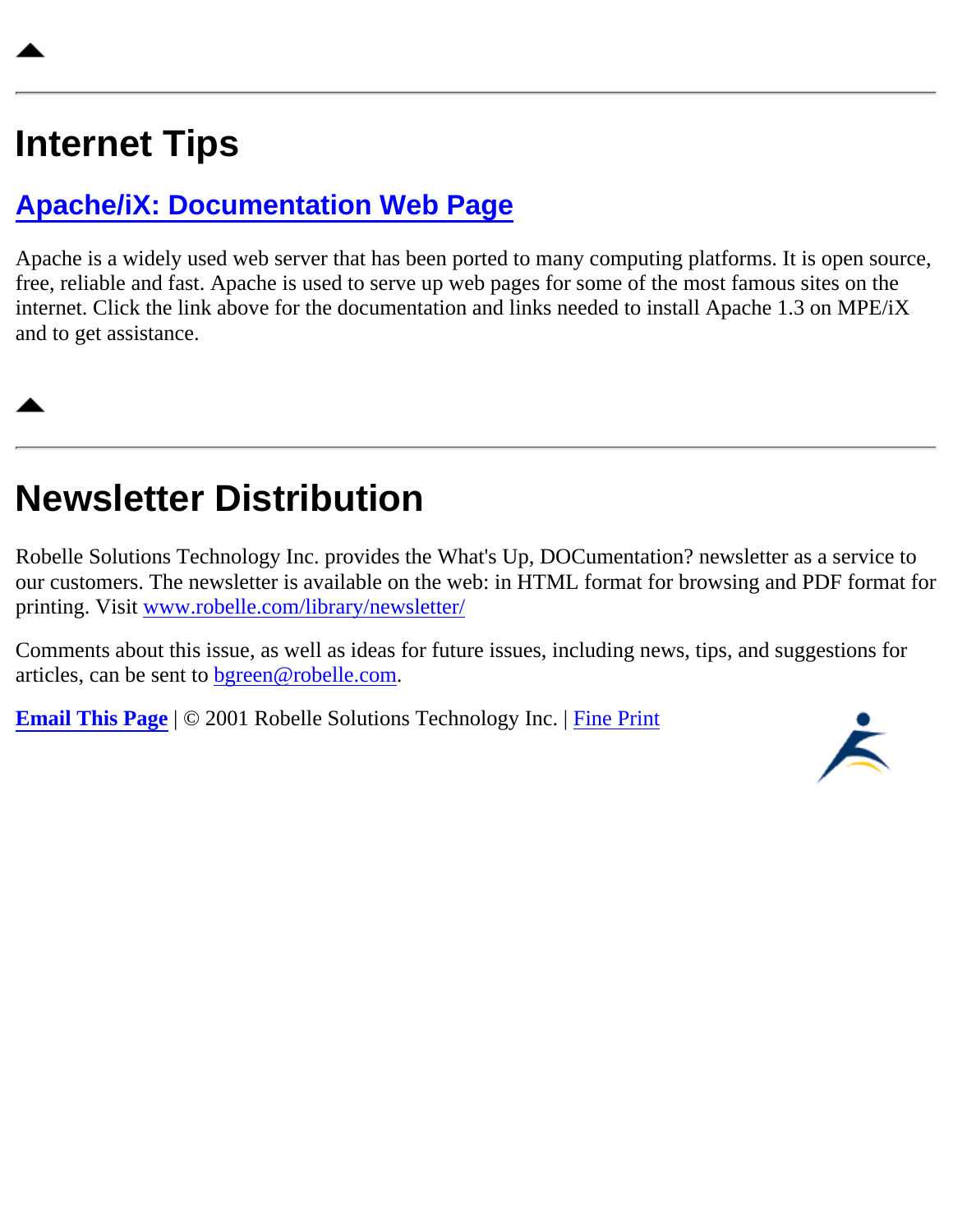## Internet Tips

### Apache/iX: Documentation Web Page

Apache is a widely used web server that has been ported to many computing platforms. It is open source, free, reliable and fast. Apache is used to serve up web pages for some of the most famous sites on the internet. Click the link above for the documentation and links needed to install Apache 1.3 on MPE/iX and to get assistance.

---

## Newsletter Distribution

Robelle Solutions Technology Inc. provides the What's Up, DOCumentation? newsletter as a service to our customers. The newsletter is available on the web: in HTML format for browsing and PDF format for printing. Visit www.robelle.com/library/newsletter/

Comments about this issue, as well as ideas for future issues, including news, tips, and suggestions for articles, can be sent to bgreen@robelle.com.

**Email This Page** | © 2001 Robelle Solutions Technology Inc. | Fine Print